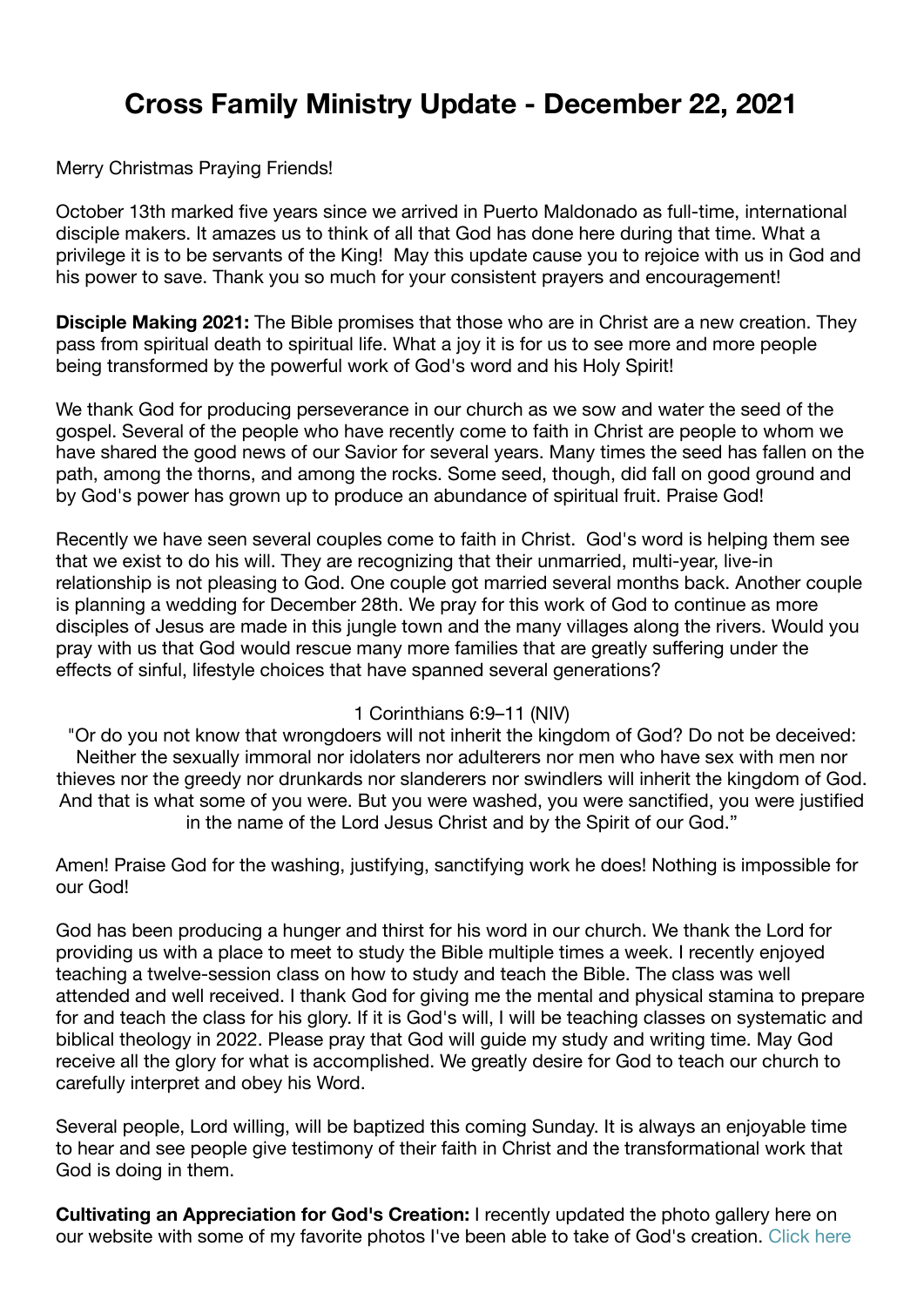# Cross Family Ministry Update - December 22, 2021

Merry Christmas Praying Friends!

October 13th marked five years since we arrived in Puerto Maldonado as full-time, international disciple makers. It amazes us to think of all that God has done here during that time. What a privilege it is to be servants of the King! May this update cause you to rejoice with us in God and his power to save. Thank you so much for your consistent prayers and encouragement!

**Disciple Making 2021:** The Bible promises that those who are in Christ are a new creation. They pass from spiritual death to spiritual life. What a joy it is for us to see more and more people being transformed by the powerful work of God's word and his Holy Spirit!

We thank God for producing perseverance in our church as we sow and water the seed of the gospel. Several of the people who have recently come to faith in Christ are people to whom we have shared the good news of our Savior for several years. Many times the seed has fallen on the path, among the thorns, and among the rocks. Some seed, though, did fall on good ground and by God's power has grown up to produce an abundance of spiritual fruit. Praise God!

Recently we have seen several couples come to faith in Christ. God's word is helping them see that we exist to do his will. They are recognizing that their unmarried, multi-year, live-in relationship is not pleasing to God. One couple got married several months back. Another couple is planning a wedding for December 28th. We pray for this work of God to continue as more disciples of Jesus are made in this jungle town and the many villages along the rivers. Would you pray with us that God would rescue many more families that are greatly suffering under the effects of sinful, lifestyle choices that have spanned several generations?

1 Corinthians 6:9–11 (NIV)

"Or do you not know that wrongdoers will not inherit the kingdom of God? Do not be deceived: Neither the sexually immoral nor idolaters nor adulterers nor men who have sex with men nor thieves nor the greedy nor drunkards nor slanderers nor swindlers will inherit the kingdom of God. And that is what some of you were. But you were washed, you were sanctified, you were justified in the name of the Lord Jesus Christ and by the Spirit of our God."

Amen! Praise God for the washing, justifying, sanctifying work he does! Nothing is impossible for our God!

God has been producing a hunger and thirst for his word in our church. We thank the Lord for providing us with a place to meet to study the Bible multiple times a week. I recently enjoyed teaching a twelve-session class on how to study and teach the Bible. The class was well attended and well received. I thank God for giving me the mental and physical stamina to prepare for and teach the class for his glory. If it is God's will, I will be teaching classes on systematic and biblical theology in 2022. Please pray that God will guide my study and writing time. May God receive all the glory for what is accomplished. We greatly desire for God to teach our church to carefully interpret and obey his Word.

Several people, Lord willing, will be baptized this coming Sunday. It is always an enjoyable time to hear and see people give testimony of their faith in Christ and the transformational work that God is doing in them.

**Cultivating an Appreciation for God's Creation:** I recently updated the photo gallery here on our website with some of my favorite photos I've been able to take of God's creation. Click here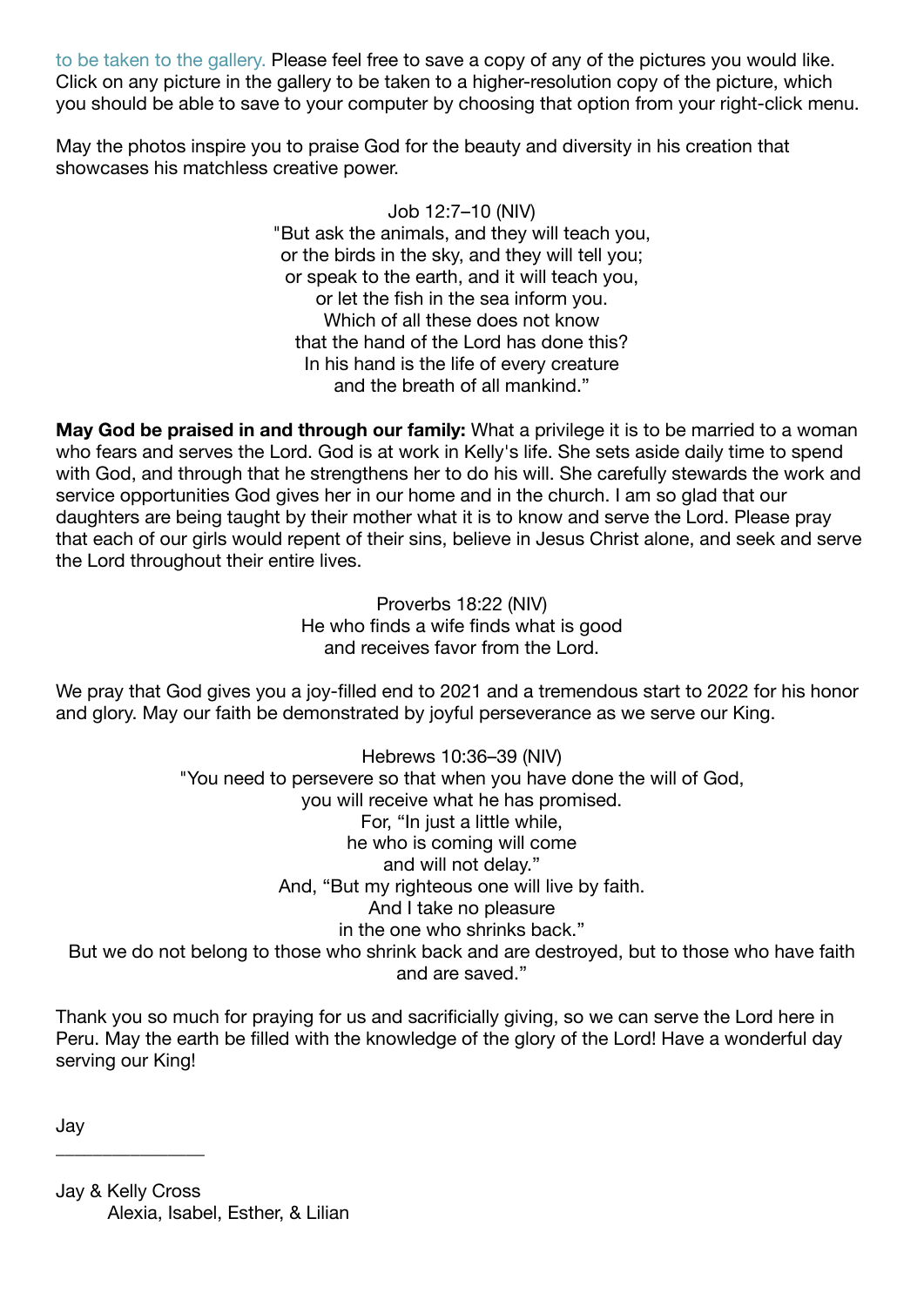to be taken to the gallery. Please feel free to save a copy of any of the pictures you would like. Click on any picture in the gallery to be taken to a higher-resolution copy of the picture, which you should be able to save to your computer by choosing that option from your right-click menu.

May the photos inspire you to praise God for the beauty and diversity in his creation that showcases his matchless creative power.

Job 12:7–10 (NIV)
"But ask the animals, and they will teach you,
or the birds in the sky, and they will tell you;
or speak to the earth, and it will teach you,
or let the fish in the sea inform you.
Which of all these does not know
that the hand of the Lord has done this?
In his hand is the life of every creature
and the breath of all mankind."

**May God be praised in and through our family:** What a privilege it is to be married to a woman who fears and serves the Lord. God is at work in Kelly's life. She sets aside daily time to spend with God, and through that he strengthens her to do his will. She carefully stewards the work and service opportunities God gives her in our home and in the church. I am so glad that our daughters are being taught by their mother what it is to know and serve the Lord. Please pray that each of our girls would repent of their sins, believe in Jesus Christ alone, and seek and serve the Lord throughout their entire lives.

Proverbs 18:22 (NIV)
He who finds a wife finds what is good
and receives favor from the Lord.

We pray that God gives you a joy-filled end to 2021 and a tremendous start to 2022 for his honor and glory. May our faith be demonstrated by joyful perseverance as we serve our King.

Hebrews 10:36–39 (NIV)
"You need to persevere so that when you have done the will of God,
you will receive what he has promised.
For, "In just a little while,
he who is coming will come
and will not delay."
And, "But my righteous one will live by faith.
And I take no pleasure
in the one who shrinks back."
But we do not belong to those who shrink back and are destroyed, but to those who have faith and are saved."

Thank you so much for praying for us and sacrificially giving, so we can serve the Lord here in Peru. May the earth be filled with the knowledge of the glory of the Lord! Have a wonderful day serving our King!

Jay

---

Jay & Kelly Cross
Alexia, Isabel, Esther, & Lilian